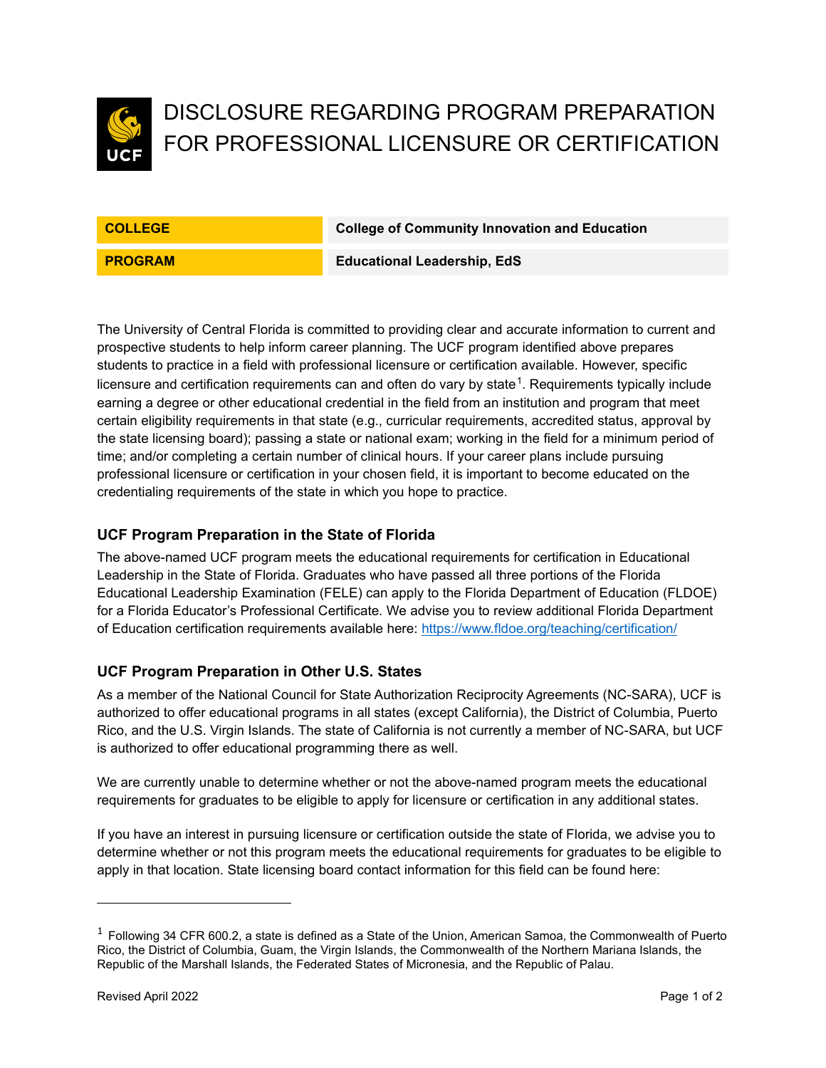# DISCLOSURE REGARDING PROGRAM PREPARATION FOR PROFESSIONAL LICENSURE OR CERTIFICATION

| COLLEGE | College of Community Innovation and Education |
|---|---|
| PROGRAM | Educational Leadership, EdS |

The University of Central Florida is committed to providing clear and accurate information to current and prospective students to help inform career planning. The UCF program identified above prepares students to practice in a field with professional licensure or certification available. However, specific licensure and certification requirements can and often do vary by state[1]. Requirements typically include earning a degree or other educational credential in the field from an institution and program that meet certain eligibility requirements in that state (e.g., curricular requirements, accredited status, approval by the state licensing board); passing a state or national exam; working in the field for a minimum period of time; and/or completing a certain number of clinical hours. If your career plans include pursuing professional licensure or certification in your chosen field, it is important to become educated on the credentialing requirements of the state in which you hope to practice.

### UCF Program Preparation in the State of Florida

The above-named UCF program meets the educational requirements for certification in Educational Leadership in the State of Florida. Graduates who have passed all three portions of the Florida Educational Leadership Examination (FELE) can apply to the Florida Department of Education (FLDOE) for a Florida Educator's Professional Certificate. We advise you to review additional Florida Department of Education certification requirements available here: https://www.fldoe.org/teaching/certification/

### UCF Program Preparation in Other U.S. States

As a member of the National Council for State Authorization Reciprocity Agreements (NC-SARA), UCF is authorized to offer educational programs in all states (except California), the District of Columbia, Puerto Rico, and the U.S. Virgin Islands. The state of California is not currently a member of NC-SARA, but UCF is authorized to offer educational programming there as well.

We are currently unable to determine whether or not the above-named program meets the educational requirements for graduates to be eligible to apply for licensure or certification in any additional states.

If you have an interest in pursuing licensure or certification outside the state of Florida, we advise you to determine whether or not this program meets the educational requirements for graduates to be eligible to apply in that location. State licensing board contact information for this field can be found here:

---

[1] Following 34 CFR 600.2, a state is defined as a State of the Union, American Samoa, the Commonwealth of Puerto Rico, the District of Columbia, Guam, the Virgin Islands, the Commonwealth of the Northern Mariana Islands, the Republic of the Marshall Islands, the Federated States of Micronesia, and the Republic of Palau.

Revised April 2022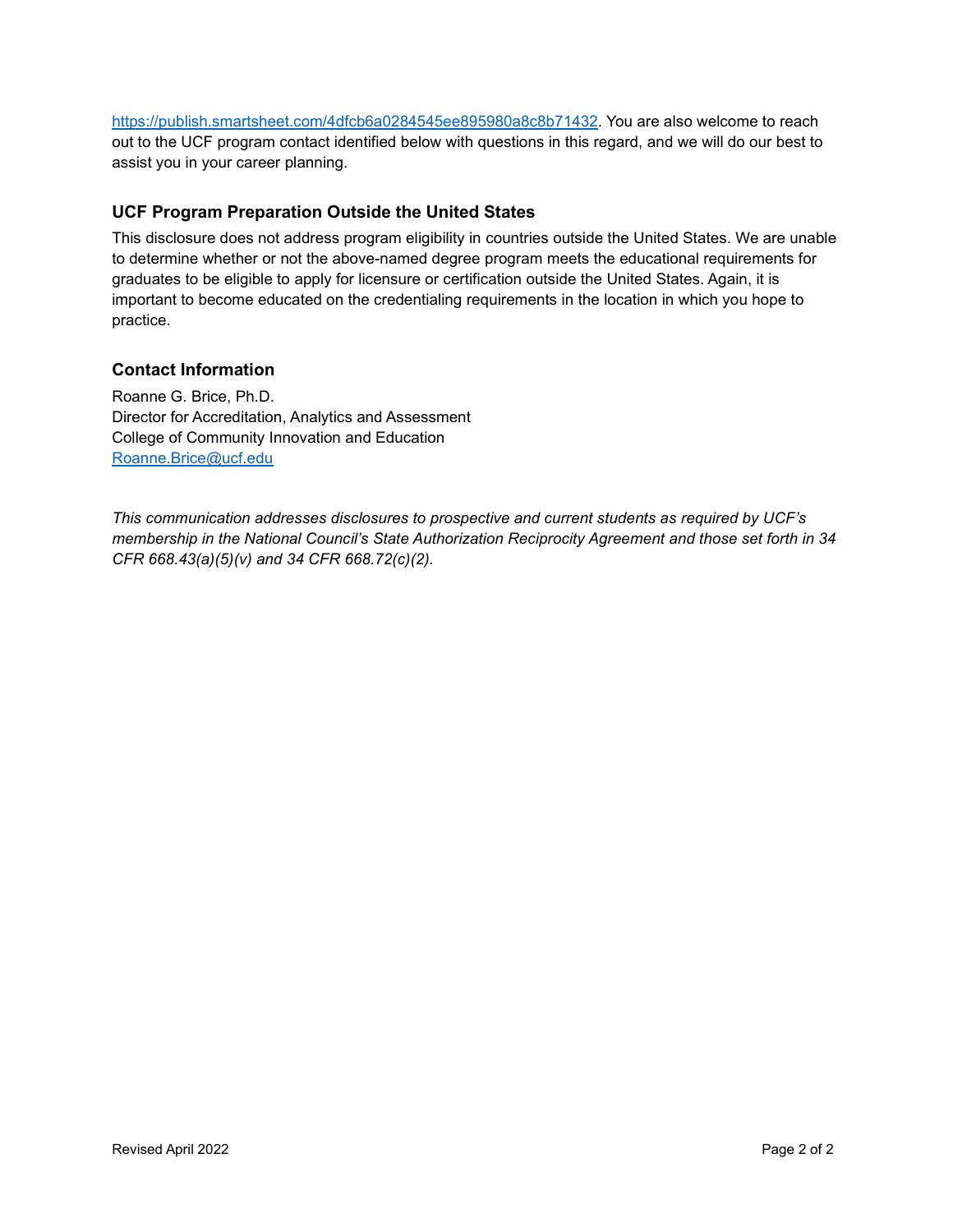https://publish.smartsheet.com/4dfcb6a0284545ee895980a8c8b71432. You are also welcome to reach out to the UCF program contact identified below with questions in this regard, and we will do our best to assist you in your career planning.

### UCF Program Preparation Outside the United States

This disclosure does not address program eligibility in countries outside the United States. We are unable to determine whether or not the above-named degree program meets the educational requirements for graduates to be eligible to apply for licensure or certification outside the United States. Again, it is important to become educated on the credentialing requirements in the location in which you hope to practice.

### Contact Information

Roanne G. Brice, Ph.D.
Director for Accreditation, Analytics and Assessment
College of Community Innovation and Education
Roanne.Brice@ucf.edu

*This communication addresses disclosures to prospective and current students as required by UCF's membership in the National Council's State Authorization Reciprocity Agreement and those set forth in 34 CFR 668.43(a)(5)(v) and 34 CFR 668.72(c)(2).*

Revised April 2022